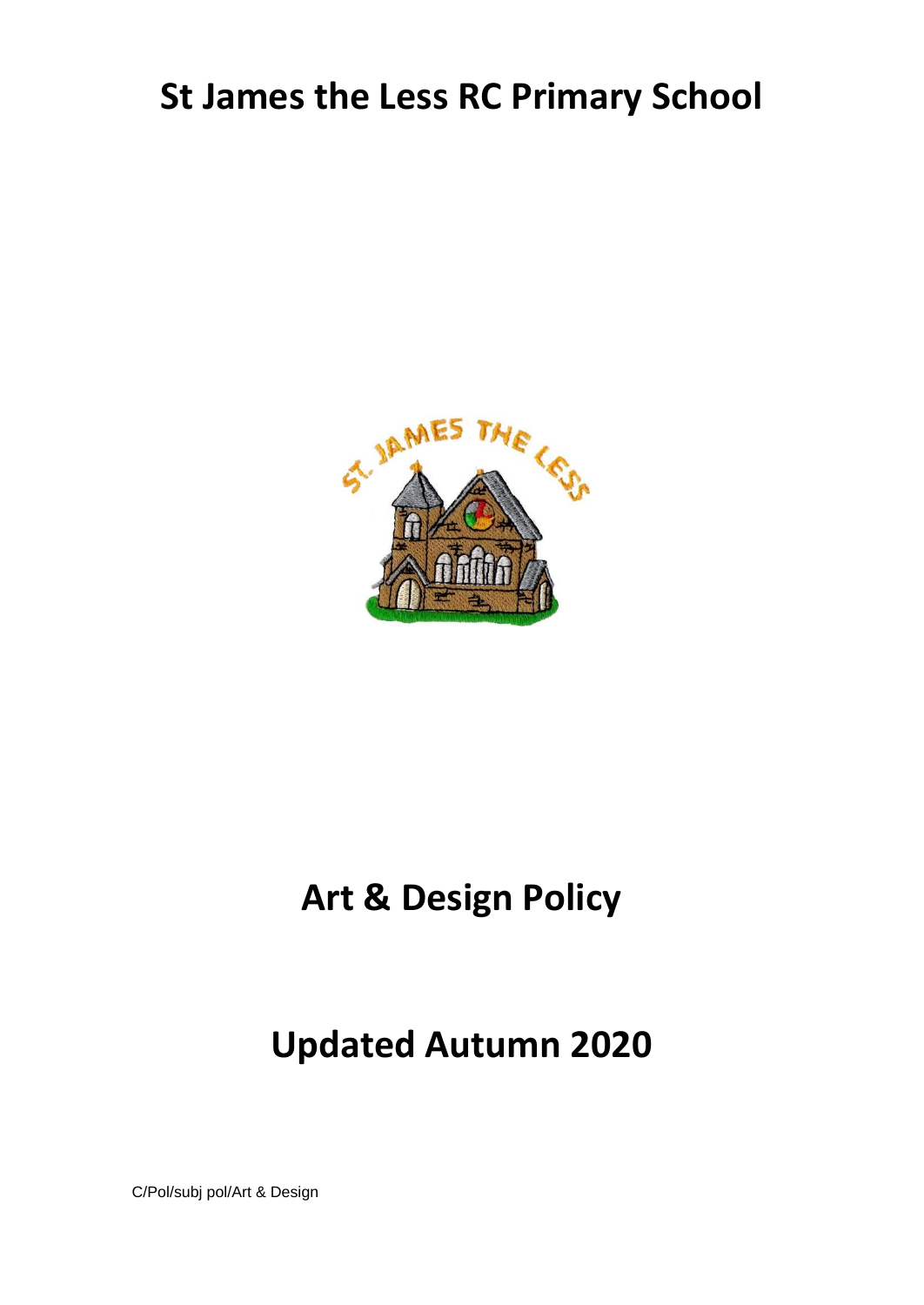# St James the Less RC Primary School

# Art & Design Policy

# Updated Autumn 2020

C/Pol/subj pol/Art & Design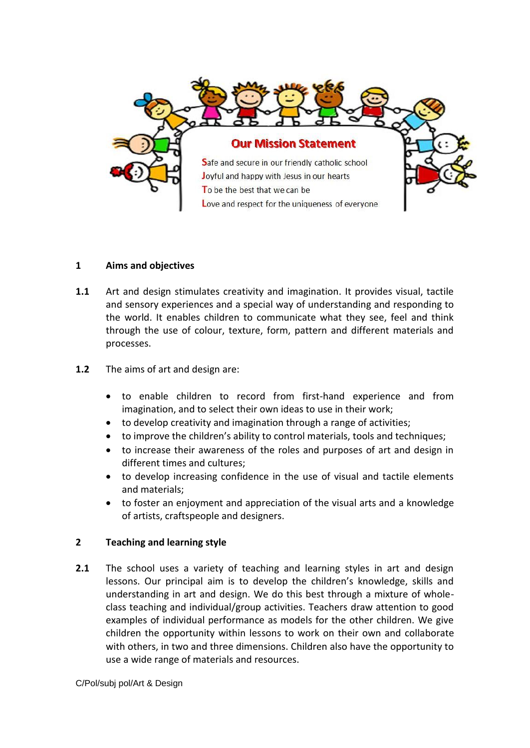## Our Mission Statement

**S**afe and secure in our friendly catholic school
**J**oyful and happy with Jesus in our hearts
**T**o be the best that we can be
**L**ove and respect for the uniqueness of everyone

## 1 Aims and objectives

**1.1** Art and design stimulates creativity and imagination. It provides visual, tactile and sensory experiences and a special way of understanding and responding to the world. It enables children to communicate what they see, feel and think through the use of colour, texture, form, pattern and different materials and processes.

**1.2** The aims of art and design are:

- to enable children to record from first-hand experience and from imagination, and to select their own ideas to use in their work;
- to develop creativity and imagination through a range of activities;
- to improve the children's ability to control materials, tools and techniques;
- to increase their awareness of the roles and purposes of art and design in different times and cultures;
- to develop increasing confidence in the use of visual and tactile elements and materials;
- to foster an enjoyment and appreciation of the visual arts and a knowledge of artists, craftspeople and designers.

## 2 Teaching and learning style

**2.1** The school uses a variety of teaching and learning styles in art and design lessons. Our principal aim is to develop the children's knowledge, skills and understanding in art and design. We do this best through a mixture of whole-class teaching and individual/group activities. Teachers draw attention to good examples of individual performance as models for the other children. We give children the opportunity within lessons to work on their own and collaborate with others, in two and three dimensions. Children also have the opportunity to use a wide range of materials and resources.

C/Pol/subj pol/Art & Design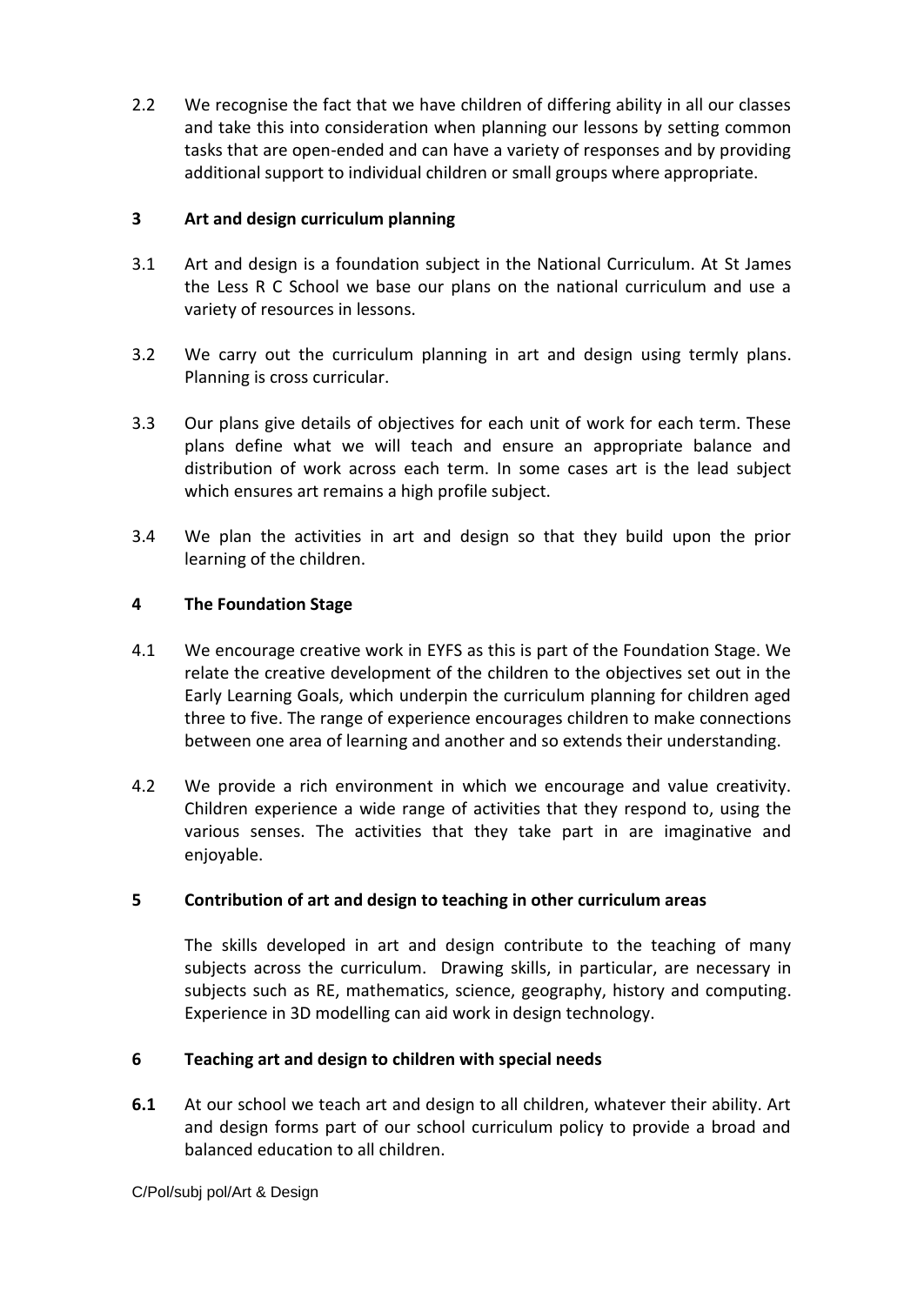2.2 We recognise the fact that we have children of differing ability in all our classes and take this into consideration when planning our lessons by setting common tasks that are open-ended and can have a variety of responses and by providing additional support to individual children or small groups where appropriate.

## 3 Art and design curriculum planning

3.1 Art and design is a foundation subject in the National Curriculum. At St James the Less R C School we base our plans on the national curriculum and use a variety of resources in lessons.

3.2 We carry out the curriculum planning in art and design using termly plans. Planning is cross curricular.

3.3 Our plans give details of objectives for each unit of work for each term. These plans define what we will teach and ensure an appropriate balance and distribution of work across each term. In some cases art is the lead subject which ensures art remains a high profile subject.

3.4 We plan the activities in art and design so that they build upon the prior learning of the children.

## 4 The Foundation Stage

4.1 We encourage creative work in EYFS as this is part of the Foundation Stage. We relate the creative development of the children to the objectives set out in the Early Learning Goals, which underpin the curriculum planning for children aged three to five. The range of experience encourages children to make connections between one area of learning and another and so extends their understanding.

4.2 We provide a rich environment in which we encourage and value creativity. Children experience a wide range of activities that they respond to, using the various senses. The activities that they take part in are imaginative and enjoyable.

## 5 Contribution of art and design to teaching in other curriculum areas

The skills developed in art and design contribute to the teaching of many subjects across the curriculum. Drawing skills, in particular, are necessary in subjects such as RE, mathematics, science, geography, history and computing. Experience in 3D modelling can aid work in design technology.

## 6 Teaching art and design to children with special needs

**6.1** At our school we teach art and design to all children, whatever their ability. Art and design forms part of our school curriculum policy to provide a broad and balanced education to all children.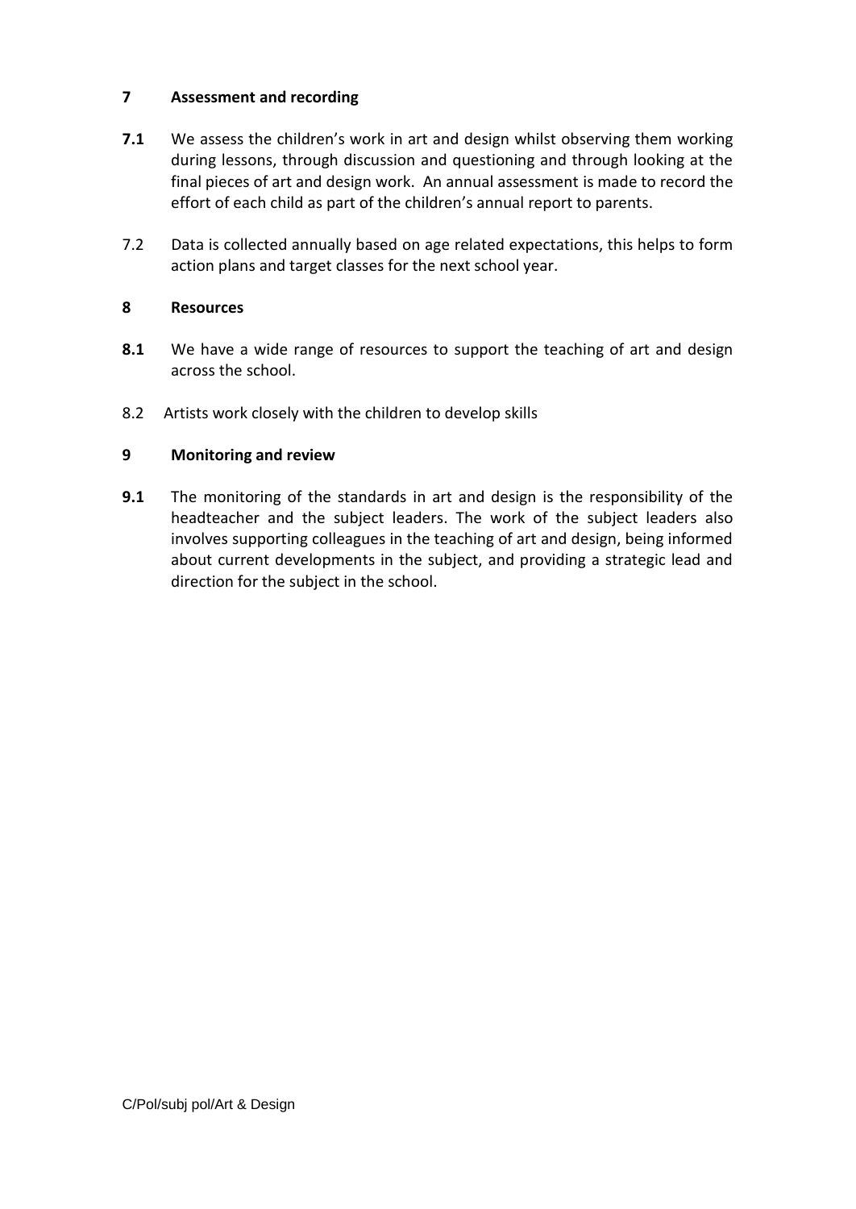## 7 Assessment and recording

**7.1** We assess the children's work in art and design whilst observing them working during lessons, through discussion and questioning and through looking at the final pieces of art and design work. An annual assessment is made to record the effort of each child as part of the children's annual report to parents.

7.2 Data is collected annually based on age related expectations, this helps to form action plans and target classes for the next school year.

## 8 Resources

**8.1** We have a wide range of resources to support the teaching of art and design across the school.

8.2 Artists work closely with the children to develop skills

## 9 Monitoring and review

**9.1** The monitoring of the standards in art and design is the responsibility of the headteacher and the subject leaders. The work of the subject leaders also involves supporting colleagues in the teaching of art and design, being informed about current developments in the subject, and providing a strategic lead and direction for the subject in the school.